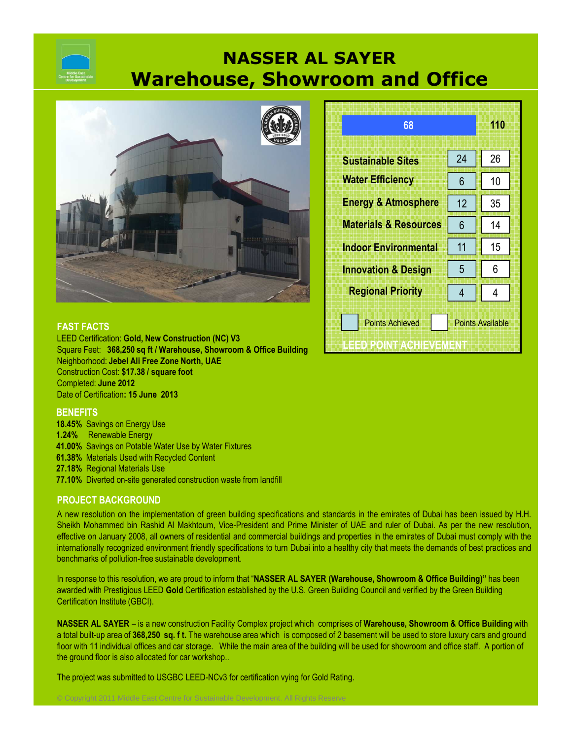# NASSER AL SAYER
# Warehouse, Showroom and Office

| Category | Points Achieved | Points Available |
|---|---|---|
| **Total** | 68 | 110 |
| Sustainable Sites | 24 | 26 |
| Water Efficiency | 6 | 10 |
| Energy & Atmosphere | 12 | 35 |
| Materials & Resources | 6 | 14 |
| Indoor Environmental | 11 | 15 |
| Innovation & Design | 5 | 6 |
| Regional Priority | 4 | 4 |

LEED POINT ACHIEVEMENT

## FAST FACTS

LEED Certification: **Gold, New Construction (NC) V3**
Square Feet: **368,250 sq ft / Warehouse, Showroom & Office Building**
Neighborhood: **Jebel Ali Free Zone North, UAE**
Construction Cost: **$17.38 / square foot**
Completed: **June 2012**
Date of Certification**: 15 June 2013**

## BENEFITS

**18.45%** Savings on Energy Use
**1.24%** Renewable Energy
**41.00%** Savings on Potable Water Use by Water Fixtures
**61.38%** Materials Used with Recycled Content
**27.18%** Regional Materials Use
**77.10%** Diverted on-site generated construction waste from landfill

## PROJECT BACKGROUND

A new resolution on the implementation of green building specifications and standards in the emirates of Dubai has been issued by H.H. Sheikh Mohammed bin Rashid Al Makhtoum, Vice-President and Prime Minister of UAE and ruler of Dubai. As per the new resolution, effective on January 2008, all owners of residential and commercial buildings and properties in the emirates of Dubai must comply with the internationally recognized environment friendly specifications to turn Dubai into a healthy city that meets the demands of best practices and benchmarks of pollution-free sustainable development.

In response to this resolution, we are proud to inform that "**NASSER AL SAYER (Warehouse, Showroom & Office Building)"** has been awarded with Prestigious LEED **Gold** Certification established by the U.S. Green Building Council and verified by the Green Building Certification Institute (GBCI).

**NASSER AL SAYER** – is a new construction Facility Complex project which comprises of **Warehouse, Showroom & Office Building** with a total built-up area of **368,250 sq. f t.** The warehouse area which is composed of 2 basement will be used to store luxury cars and ground floor with 11 individual offices and car storage. While the main area of the building will be used for showroom and office staff. A portion of the ground floor is also allocated for car workshop..

The project was submitted to USGBC LEED-NCv3 for certification vying for Gold Rating.

© Copyright 2011 Middle East Centre for Sustainable Development. All Rights Reserve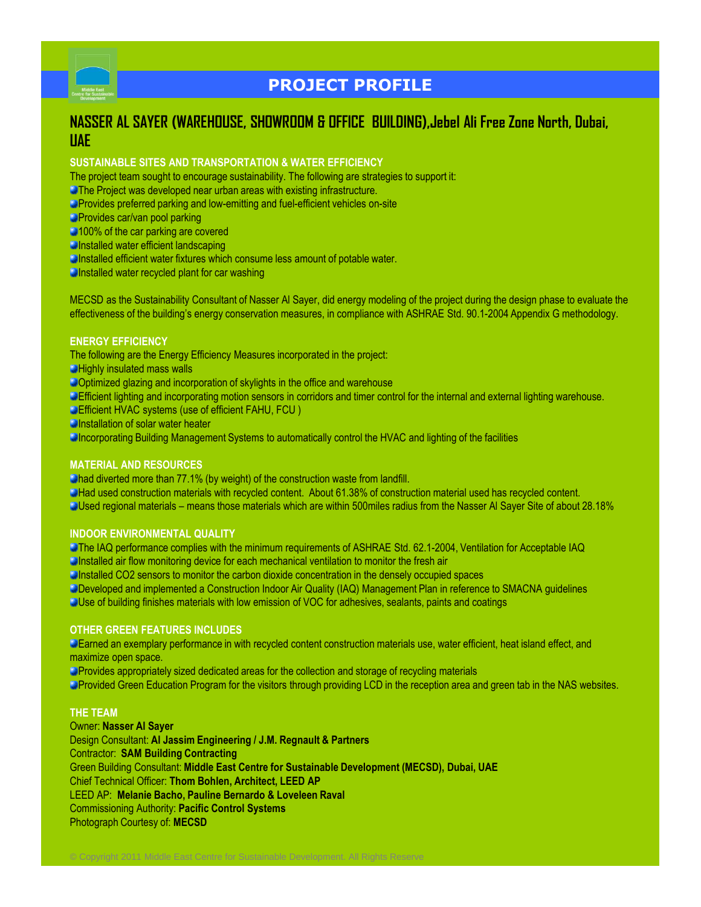# PROJECT PROFILE

## NASSER AL SAYER (WAREHOUSE, SHOWROOM & OFFICE BUILDING),Jebel Ali Free Zone North, Dubai, UAE

### SUSTAINABLE SITES AND TRANSPORTATION & WATER EFFICIENCY

The project team sought to encourage sustainability. The following are strategies to support it:

- The Project was developed near urban areas with existing infrastructure.
- Provides preferred parking and low-emitting and fuel-efficient vehicles on-site
- Provides car/van pool parking
- 100% of the car parking are covered
- Installed water efficient landscaping
- Installed efficient water fixtures which consume less amount of potable water.
- Installed water recycled plant for car washing

MECSD as the Sustainability Consultant of Nasser Al Sayer, did energy modeling of the project during the design phase to evaluate the effectiveness of the building's energy conservation measures, in compliance with ASHRAE Std. 90.1-2004 Appendix G methodology.

### ENERGY EFFICIENCY

The following are the Energy Efficiency Measures incorporated in the project:

- Highly insulated mass walls
- Optimized glazing and incorporation of skylights in the office and warehouse
- Efficient lighting and incorporating motion sensors in corridors and timer control for the internal and external lighting warehouse.
- Efficient HVAC systems (use of efficient FAHU, FCU )
- Installation of solar water heater
- Incorporating Building Management Systems to automatically control the HVAC and lighting of the facilities

### MATERIAL AND RESOURCES

- had diverted more than 77.1% (by weight) of the construction waste from landfill.
- Had used construction materials with recycled content. About 61.38% of construction material used has recycled content.
- Used regional materials – means those materials which are within 500miles radius from the Nasser Al Sayer Site of about 28.18%

### INDOOR ENVIRONMENTAL QUALITY

- The IAQ performance complies with the minimum requirements of ASHRAE Std. 62.1-2004, Ventilation for Acceptable IAQ
- Installed air flow monitoring device for each mechanical ventilation to monitor the fresh air
- Installed CO2 sensors to monitor the carbon dioxide concentration in the densely occupied spaces
- Developed and implemented a Construction Indoor Air Quality (IAQ) Management Plan in reference to SMACNA guidelines
- Use of building finishes materials with low emission of VOC for adhesives, sealants, paints and coatings

### OTHER GREEN FEATURES INCLUDES

- Earned an exemplary performance in with recycled content construction materials use, water efficient, heat island effect, and maximize open space.
- Provides appropriately sized dedicated areas for the collection and storage of recycling materials
- Provided Green Education Program for the visitors through providing LCD in the reception area and green tab in the NAS websites.

### THE TEAM

Owner: **Nasser Al Sayer**
Design Consultant: **Al Jassim Engineering / J.M. Regnault & Partners**
Contractor: **SAM Building Contracting**
Green Building Consultant: **Middle East Centre for Sustainable Development (MECSD), Dubai, UAE**
Chief Technical Officer: **Thom Bohlen, Architect, LEED AP**
LEED AP: **Melanie Bacho, Pauline Bernardo & Loveleen Raval**
Commissioning Authority: **Pacific Control Systems**
Photograph Courtesy of: **MECSD**

© Copyright 2011 Middle East Centre for Sustainable Development. All Rights Reserve